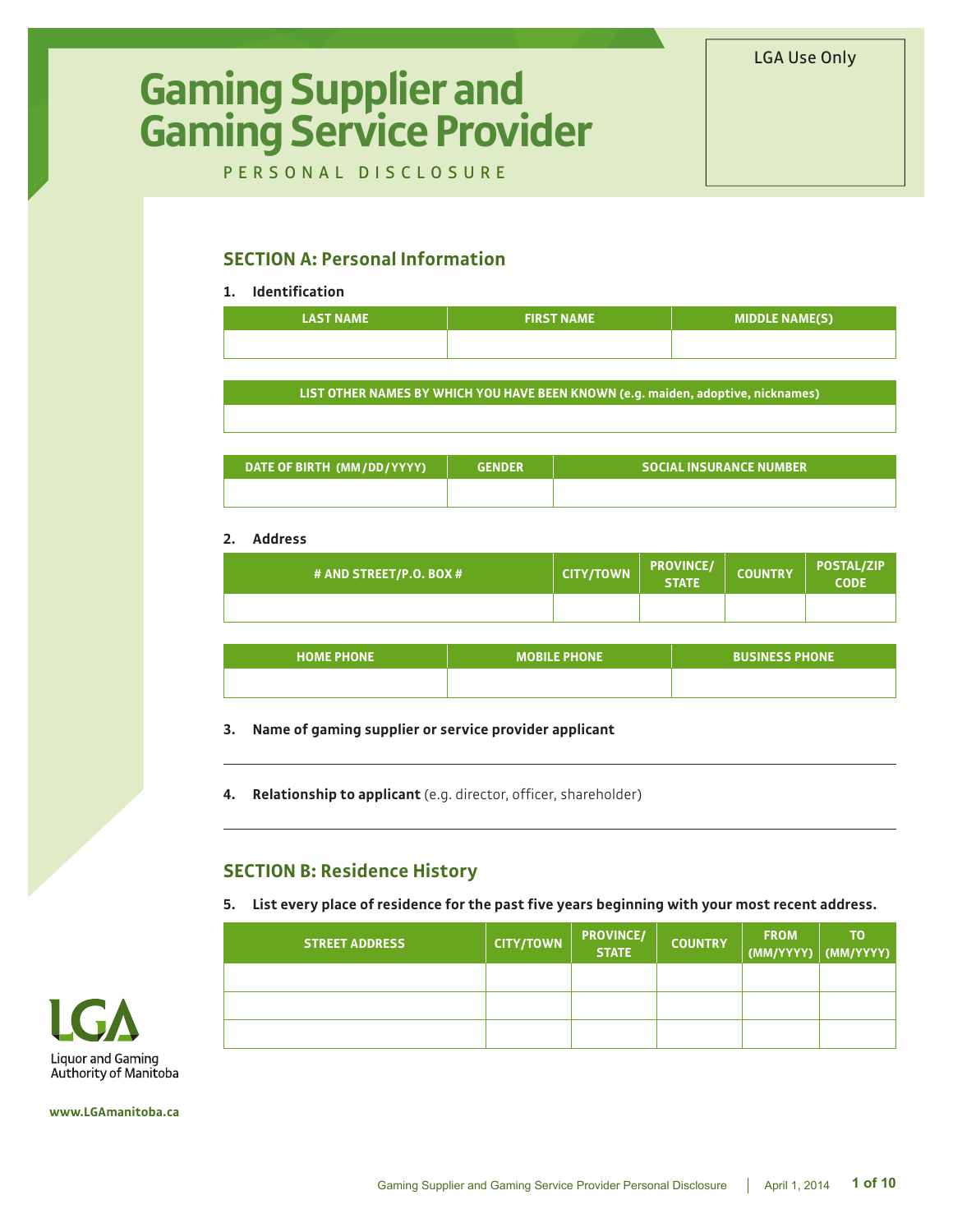# Gaming Supplier and Gaming Service Provider

PERSONAL DISCLOSURE

LGA Use Only

## SECTION A: Personal Information

**1. Identification**

| LAST NAME | FIRST NAME | MIDDLE NAME(S) |
|---|---|---|
| | | |

| LIST OTHER NAMES BY WHICH YOU HAVE BEEN KNOWN (e.g. maiden, adoptive, nicknames) |
|---|
| |

| DATE OF BIRTH (MM/DD/YYYY) | GENDER | SOCIAL INSURANCE NUMBER |
|---|---|---|
| | | |

**2. Address**

| # AND STREET/P.O. BOX # | CITY/TOWN | PROVINCE/ STATE | COUNTRY | POSTAL/ZIP CODE |
|---|---|---|---|---|
| | | | | |

| HOME PHONE | MOBILE PHONE | BUSINESS PHONE |
|---|---|---|
| | | |

**3. Name of gaming supplier or service provider applicant**

______________________________________________

**4. Relationship to applicant** (e.g. director, officer, shareholder)

______________________________________________

## SECTION B: Residence History

**5. List every place of residence for the past five years beginning with your most recent address.**

| STREET ADDRESS | CITY/TOWN | PROVINCE/ STATE | COUNTRY | FROM (MM/YYYY) | TO (MM/YYYY) |
|---|---|---|---|---|---|
| | | | | | |
| | | | | | |
| | | | | | |

LGA Liquor and Gaming Authority of Manitoba

www.LGAmanitoba.ca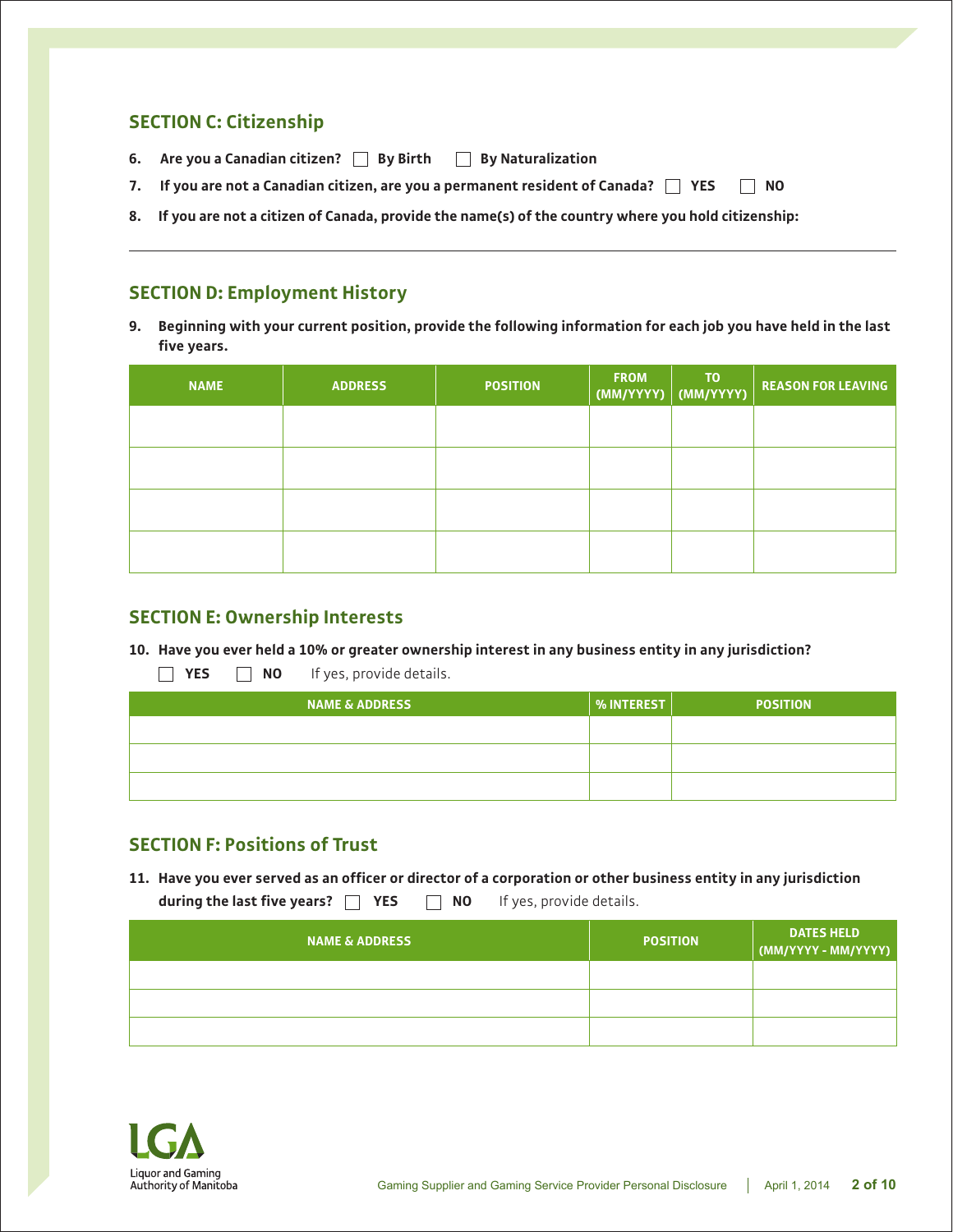## SECTION C: Citizenship

6. Are you a Canadian citizen? ☐ By Birth ☐ By Naturalization

7. If you are not a Canadian citizen, are you a permanent resident of Canada? ☐ YES ☐ NO

8. If you are not a citizen of Canada, provide the name(s) of the country where you hold citizenship:

---

## SECTION D: Employment History

9. Beginning with your current position, provide the following information for each job you have held in the last five years.

| NAME | ADDRESS | POSITION | FROM (MM/YYYY) | TO (MM/YYYY) | REASON FOR LEAVING |
|---|---|---|---|---|---|
| | | | | | |
| | | | | | |
| | | | | | |
| | | | | | |

## SECTION E: Ownership Interests

10. Have you ever held a 10% or greater ownership interest in any business entity in any jurisdiction?

☐ YES ☐ NO If yes, provide details.

| NAME & ADDRESS | % INTEREST | POSITION |
|---|---|---|
| | | |
| | | |
| | | |

## SECTION F: Positions of Trust

11. Have you ever served as an officer or director of a corporation or other business entity in any jurisdiction during the last five years? ☐ YES ☐ NO If yes, provide details.

| NAME & ADDRESS | POSITION | DATES HELD (MM/YYYY - MM/YYYY) |
|---|---|---|
| | | |
| | | |
| | | |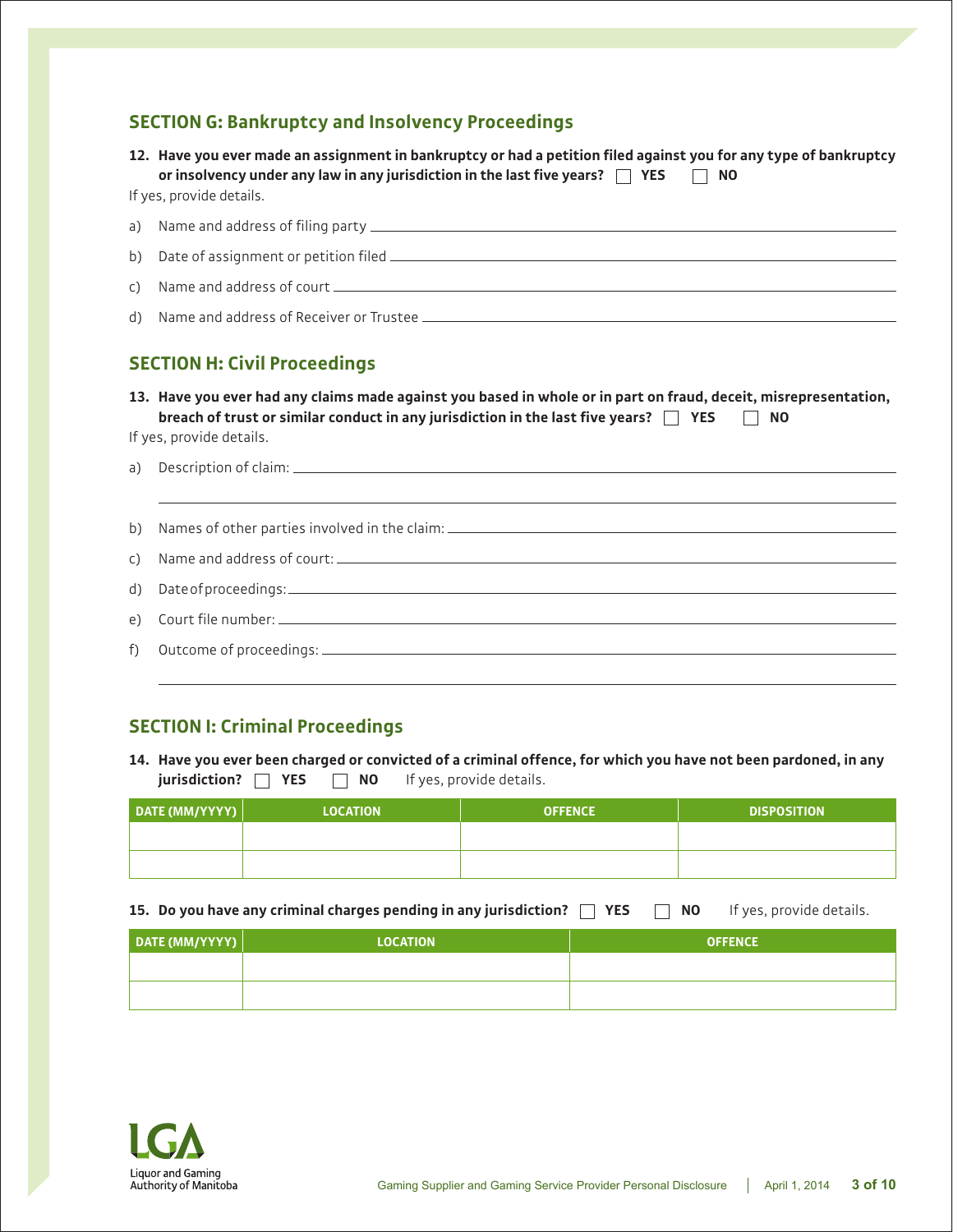## SECTION G: Bankruptcy and Insolvency Proceedings

**12. Have you ever made an assignment in bankruptcy or had a petition filed against you for any type of bankruptcy or insolvency under any law in any jurisdiction in the last five years?** ☐ **YES** ☐ **NO**

If yes, provide details.

a) Name and address of filing party \_\_\_\_\_\_\_\_\_\_\_\_\_\_\_\_\_\_\_\_

b) Date of assignment or petition filed \_\_\_\_\_\_\_\_\_\_\_\_\_\_\_\_\_\_\_\_

c) Name and address of court \_\_\_\_\_\_\_\_\_\_\_\_\_\_\_\_\_\_\_\_

d) Name and address of Receiver or Trustee \_\_\_\_\_\_\_\_\_\_\_\_\_\_\_\_\_\_\_\_

## SECTION H: Civil Proceedings

**13. Have you ever had any claims made against you based in whole or in part on fraud, deceit, misrepresentation, breach of trust or similar conduct in any jurisdiction in the last five years?** ☐ **YES** ☐ **NO**

If yes, provide details.

a) Description of claim: \_\_\_\_\_\_\_\_\_\_\_\_\_\_\_\_\_\_\_\_

b) Names of other parties involved in the claim: \_\_\_\_\_\_\_\_\_\_\_\_\_\_\_\_\_\_\_\_

c) Name and address of court: \_\_\_\_\_\_\_\_\_\_\_\_\_\_\_\_\_\_\_\_

d) Date of proceedings: \_\_\_\_\_\_\_\_\_\_\_\_\_\_\_\_\_\_\_\_

e) Court file number: \_\_\_\_\_\_\_\_\_\_\_\_\_\_\_\_\_\_\_\_

f) Outcome of proceedings: \_\_\_\_\_\_\_\_\_\_\_\_\_\_\_\_\_\_\_\_

## SECTION I: Criminal Proceedings

**14. Have you ever been charged or convicted of a criminal offence, for which you have not been pardoned, in any jurisdiction?** ☐ **YES** ☐ **NO** If yes, provide details.

| DATE (MM/YYYY) | LOCATION | OFFENCE | DISPOSITION |
|---|---|---|---|
| | | | |
| | | | |

**15. Do you have any criminal charges pending in any jurisdiction?** ☐ **YES** ☐ **NO** If yes, provide details.

| DATE (MM/YYYY) | LOCATION | OFFENCE |
|---|---|---|
| | | |
| | | |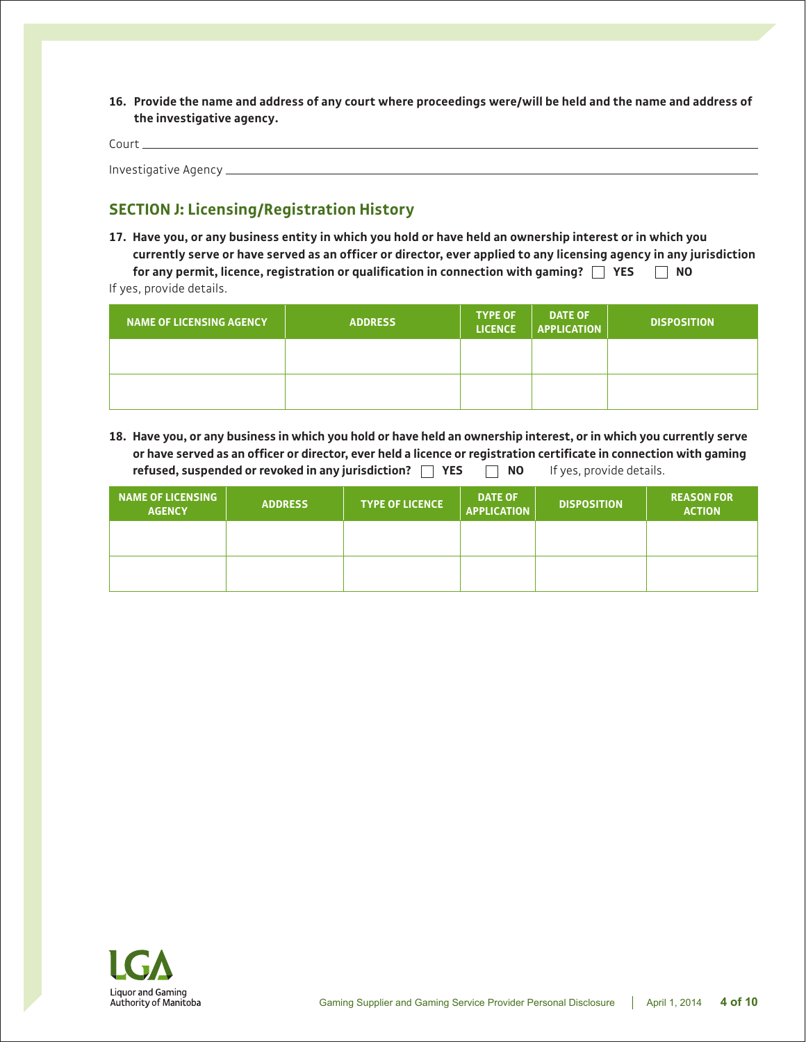**16. Provide the name and address of any court where proceedings were/will be held and the name and address of the investigative agency.**

Court ____________________

Investigative Agency ____________________

## SECTION J: Licensing/Registration History

**17. Have you, or any business entity in which you hold or have held an ownership interest or in which you currently serve or have served as an officer or director, ever applied to any licensing agency in any jurisdiction for any permit, licence, registration or qualification in connection with gaming?** ☐ **YES** ☐ **NO**

If yes, provide details.

| NAME OF LICENSING AGENCY | ADDRESS | TYPE OF LICENCE | DATE OF APPLICATION | DISPOSITION |
|---|---|---|---|---|
| | | | | |
| | | | | |

**18. Have you, or any business in which you hold or have held an ownership interest, or in which you currently serve or have served as an officer or director, ever held a licence or registration certificate in connection with gaming refused, suspended or revoked in any jurisdiction?** ☐ **YES** ☐ **NO** If yes, provide details.

| NAME OF LICENSING AGENCY | ADDRESS | TYPE OF LICENCE | DATE OF APPLICATION | DISPOSITION | REASON FOR ACTION |
|---|---|---|---|---|---|
| | | | | | |
| | | | | | |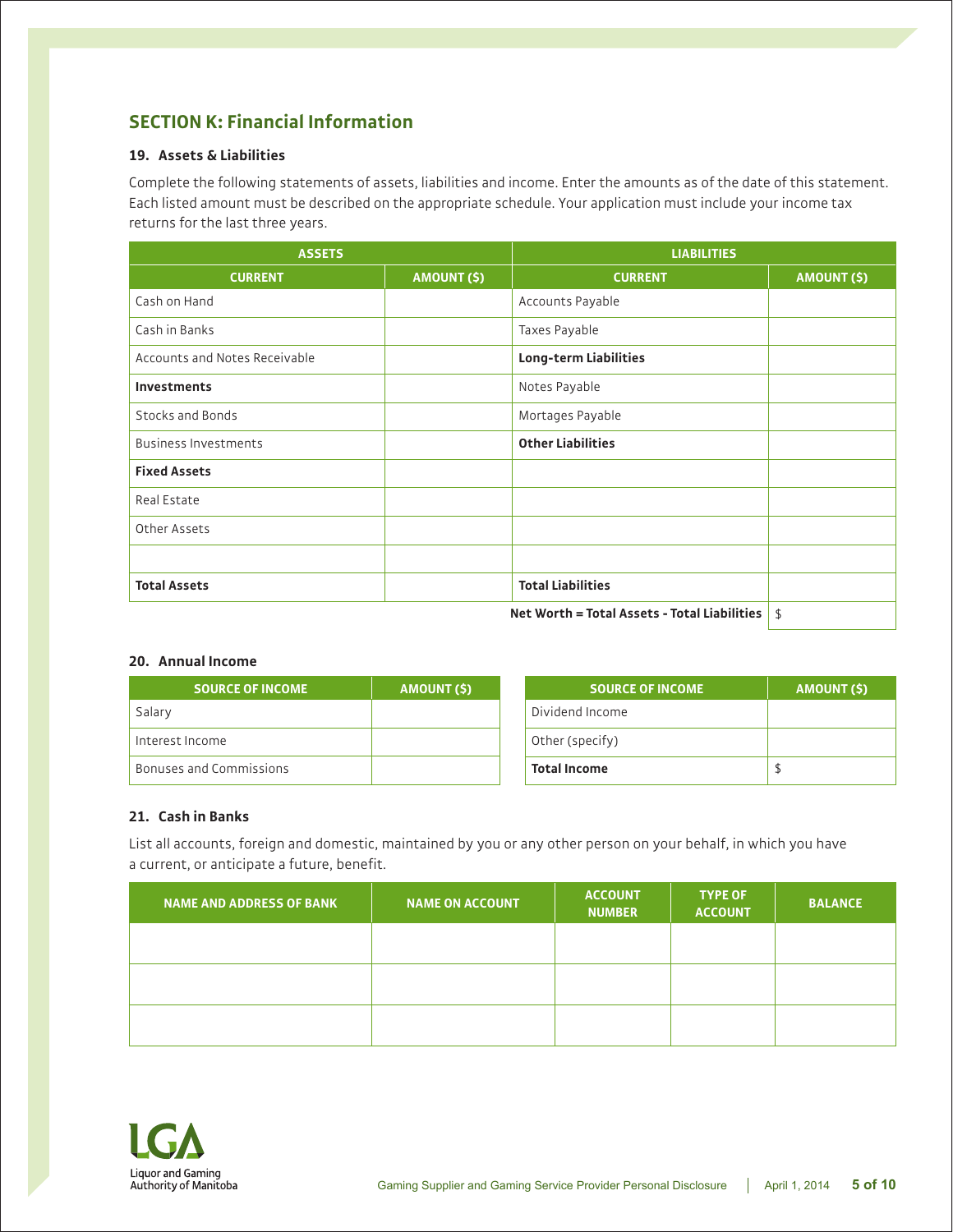## SECTION K: Financial Information

### 19. Assets & Liabilities

Complete the following statements of assets, liabilities and income. Enter the amounts as of the date of this statement. Each listed amount must be described on the appropriate schedule. Your application must include your income tax returns for the last three years.

| ASSETS | | LIABILITIES | |
|---|---|---|---|
| **CURRENT** | **AMOUNT ($)** | **CURRENT** | **AMOUNT ($)** |
| Cash on Hand | | Accounts Payable | |
| Cash in Banks | | Taxes Payable | |
| Accounts and Notes Receivable | | **Long-term Liabilities** | |
| **Investments** | | Notes Payable | |
| Stocks and Bonds | | Mortages Payable | |
| Business Investments | | **Other Liabilities** | |
| **Fixed Assets** | | | |
| Real Estate | | | |
| Other Assets | | | |
| | | | |
| **Total Assets** | | **Total Liabilities** | |
| | | **Net Worth = Total Assets - Total Liabilities** | $ |

### 20. Annual Income

| SOURCE OF INCOME | AMOUNT ($) | SOURCE OF INCOME | AMOUNT ($) |
|---|---|---|---|
| Salary | | Dividend Income | |
| Interest Income | | Other (specify) | |
| Bonuses and Commissions | | **Total Income** | $ |

### 21. Cash in Banks

List all accounts, foreign and domestic, maintained by you or any other person on your behalf, in which you have a current, or anticipate a future, benefit.

| NAME AND ADDRESS OF BANK | NAME ON ACCOUNT | ACCOUNT NUMBER | TYPE OF ACCOUNT | BALANCE |
|---|---|---|---|---|
| | | | | |
| | | | | |
| | | | | |

LGA
Liquor and Gaming Authority of Manitoba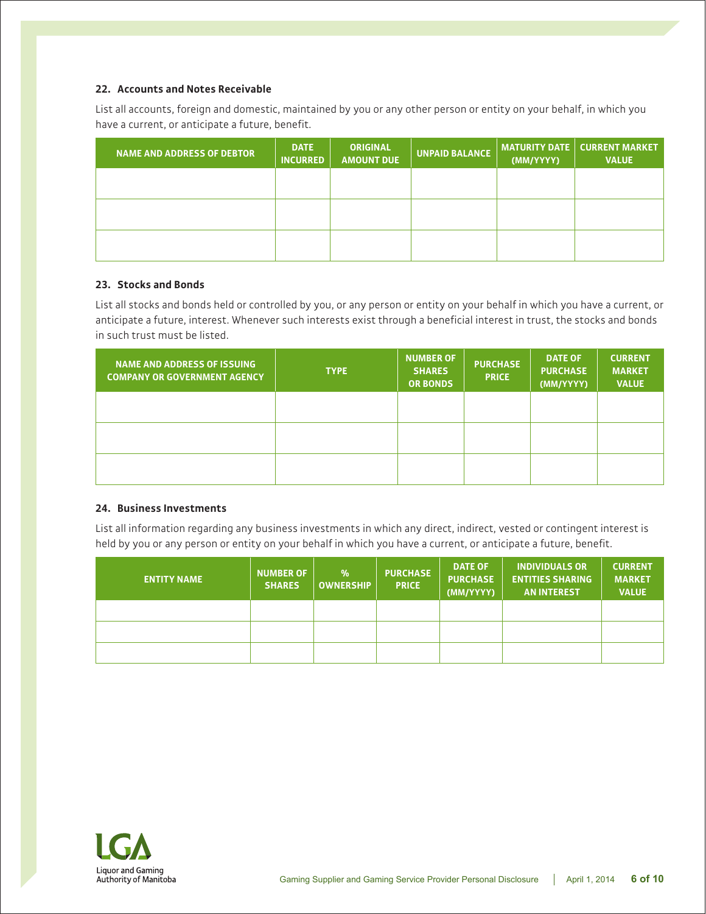### 22. Accounts and Notes Receivable

List all accounts, foreign and domestic, maintained by you or any other person or entity on your behalf, in which you have a current, or anticipate a future, benefit.

| NAME AND ADDRESS OF DEBTOR | DATE INCURRED | ORIGINAL AMOUNT DUE | UNPAID BALANCE | MATURITY DATE (MM/YYYY) | CURRENT MARKET VALUE |
|---|---|---|---|---|---|
| | | | | | |
| | | | | | |
| | | | | | |

### 23. Stocks and Bonds

List all stocks and bonds held or controlled by you, or any person or entity on your behalf in which you have a current, or anticipate a future, interest. Whenever such interests exist through a beneficial interest in trust, the stocks and bonds in such trust must be listed.

| NAME AND ADDRESS OF ISSUING COMPANY OR GOVERNMENT AGENCY | TYPE | NUMBER OF SHARES OR BONDS | PURCHASE PRICE | DATE OF PURCHASE (MM/YYYY) | CURRENT MARKET VALUE |
|---|---|---|---|---|---|
| | | | | | |
| | | | | | |
| | | | | | |

### 24. Business Investments

List all information regarding any business investments in which any direct, indirect, vested or contingent interest is held by you or any person or entity on your behalf in which you have a current, or anticipate a future, benefit.

| ENTITY NAME | NUMBER OF SHARES | % OWNERSHIP | PURCHASE PRICE | DATE OF PURCHASE (MM/YYYY) | INDIVIDUALS OR ENTITIES SHARING AN INTEREST | CURRENT MARKET VALUE |
|---|---|---|---|---|---|---|
| | | | | | | |
| | | | | | | |
| | | | | | | |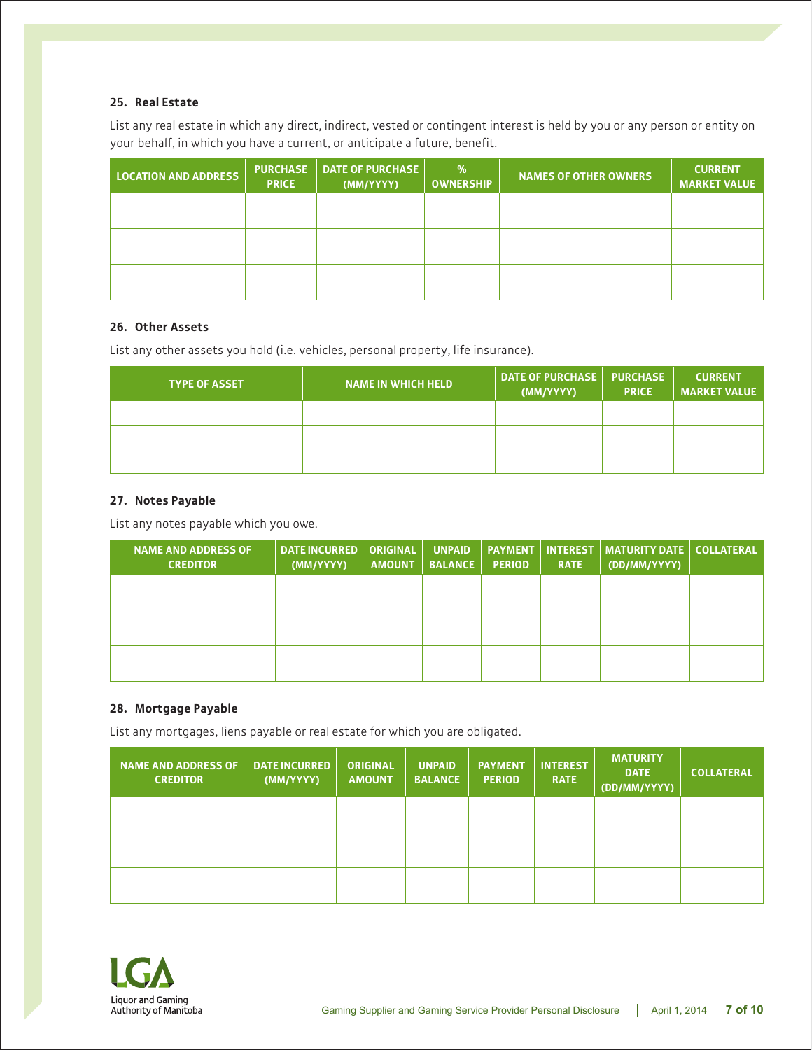### 25. Real Estate

List any real estate in which any direct, indirect, vested or contingent interest is held by you or any person or entity on your behalf, in which you have a current, or anticipate a future, benefit.

| LOCATION AND ADDRESS | PURCHASE PRICE | DATE OF PURCHASE (MM/YYYY) | % OWNERSHIP | NAMES OF OTHER OWNERS | CURRENT MARKET VALUE |
|---|---|---|---|---|---|
| | | | | | |
| | | | | | |
| | | | | | |

### 26. Other Assets

List any other assets you hold (i.e. vehicles, personal property, life insurance).

| TYPE OF ASSET | NAME IN WHICH HELD | DATE OF PURCHASE (MM/YYYY) | PURCHASE PRICE | CURRENT MARKET VALUE |
|---|---|---|---|---|
| | | | | |
| | | | | |
| | | | | |

### 27. Notes Payable

List any notes payable which you owe.

| NAME AND ADDRESS OF CREDITOR | DATE INCURRED (MM/YYYY) | ORIGINAL AMOUNT | UNPAID BALANCE | PAYMENT PERIOD | INTEREST RATE | MATURITY DATE (DD/MM/YYYY) | COLLATERAL |
|---|---|---|---|---|---|---|---|
| | | | | | | | |
| | | | | | | | |
| | | | | | | | |

### 28. Mortgage Payable

List any mortgages, liens payable or real estate for which you are obligated.

| NAME AND ADDRESS OF CREDITOR | DATE INCURRED (MM/YYYY) | ORIGINAL AMOUNT | UNPAID BALANCE | PAYMENT PERIOD | INTEREST RATE | MATURITY DATE (DD/MM/YYYY) | COLLATERAL |
|---|---|---|---|---|---|---|---|
| | | | | | | | |
| | | | | | | | |
| | | | | | | | |

LGA
Liquor and Gaming Authority of Manitoba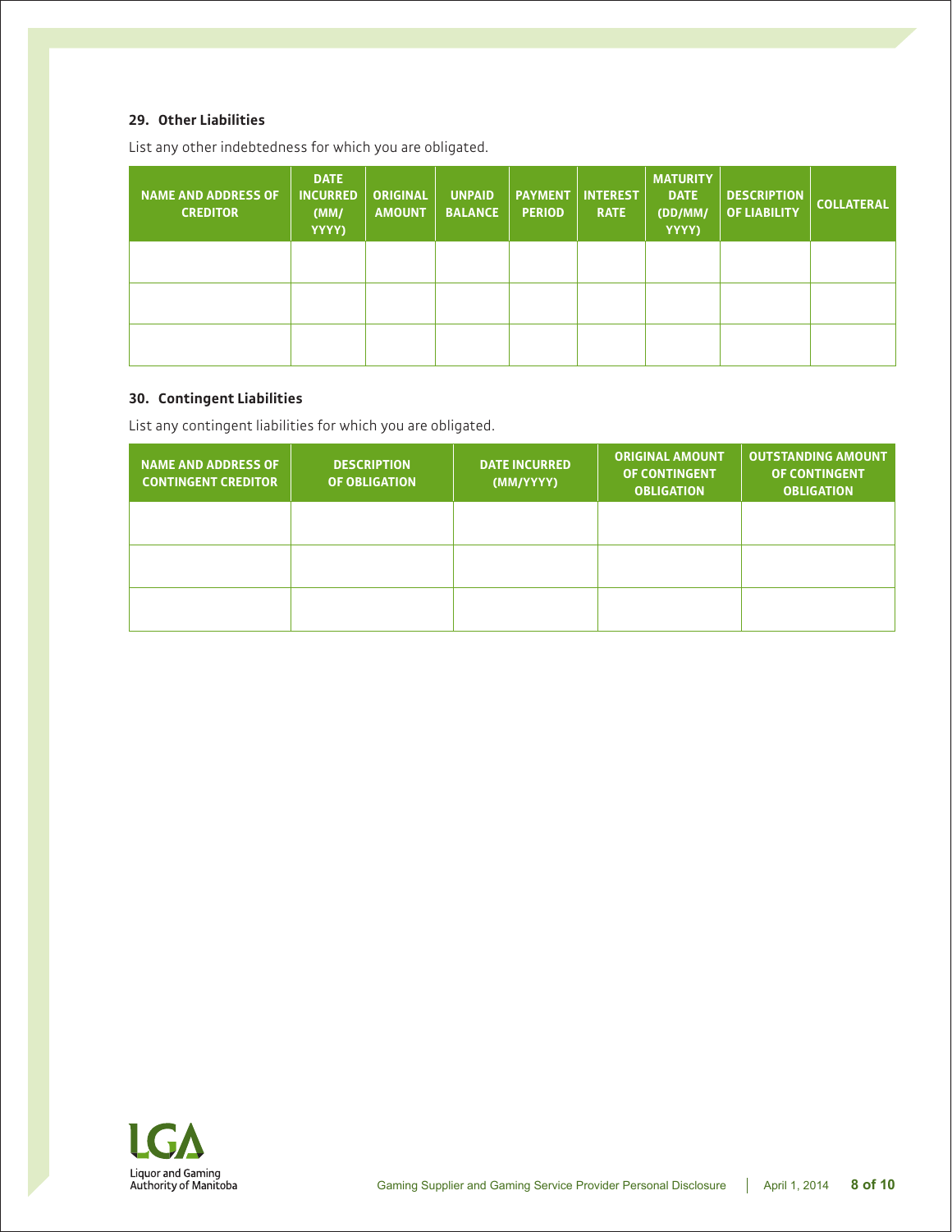### 29. Other Liabilities

List any other indebtedness for which you are obligated.

| NAME AND ADDRESS OF CREDITOR | DATE INCURRED (MM/YYYY) | ORIGINAL AMOUNT | UNPAID BALANCE | PAYMENT PERIOD | INTEREST RATE | MATURITY DATE (DD/MM/YYYY) | DESCRIPTION OF LIABILITY | COLLATERAL |
|---|---|---|---|---|---|---|---|---|
| | | | | | | | | |
| | | | | | | | | |
| | | | | | | | | |

### 30. Contingent Liabilities

List any contingent liabilities for which you are obligated.

| NAME AND ADDRESS OF CONTINGENT CREDITOR | DESCRIPTION OF OBLIGATION | DATE INCURRED (MM/YYYY) | ORIGINAL AMOUNT OF CONTINGENT OBLIGATION | OUTSTANDING AMOUNT OF CONTINGENT OBLIGATION |
|---|---|---|---|---|
| | | | | |
| | | | | |
| | | | | |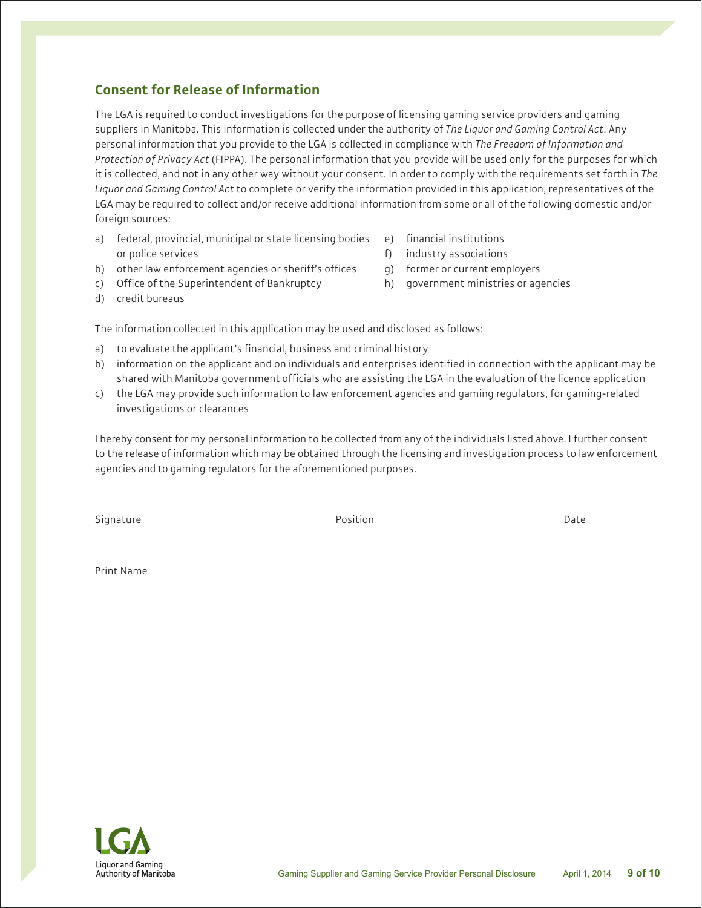## Consent for Release of Information

The LGA is required to conduct investigations for the purpose of licensing gaming service providers and gaming suppliers in Manitoba. This information is collected under the authority of *The Liquor and Gaming Control Act*. Any personal information that you provide to the LGA is collected in compliance with *The Freedom of Information and Protection of Privacy Act* (FIPPA). The personal information that you provide will be used only for the purposes for which it is collected, and not in any other way without your consent. In order to comply with the requirements set forth in *The Liquor and Gaming Control Act* to complete or verify the information provided in this application, representatives of the LGA may be required to collect and/or receive additional information from some or all of the following domestic and/or foreign sources:

a) federal, provincial, municipal or state licensing bodies or police services
b) other law enforcement agencies or sheriff's offices
c) Office of the Superintendent of Bankruptcy
d) credit bureaus
e) financial institutions
f) industry associations
g) former or current employers
h) government ministries or agencies

The information collected in this application may be used and disclosed as follows:

a) to evaluate the applicant's financial, business and criminal history
b) information on the applicant and on individuals and enterprises identified in connection with the applicant may be shared with Manitoba government officials who are assisting the LGA in the evaluation of the licence application
c) the LGA may provide such information to law enforcement agencies and gaming regulators, for gaming-related investigations or clearances

I hereby consent for my personal information to be collected from any of the individuals listed above. I further consent to the release of information which may be obtained through the licensing and investigation process to law enforcement agencies and to gaming regulators for the aforementioned purposes.

Signature | Position | Date

Print Name

Liquor and Gaming Authority of Manitoba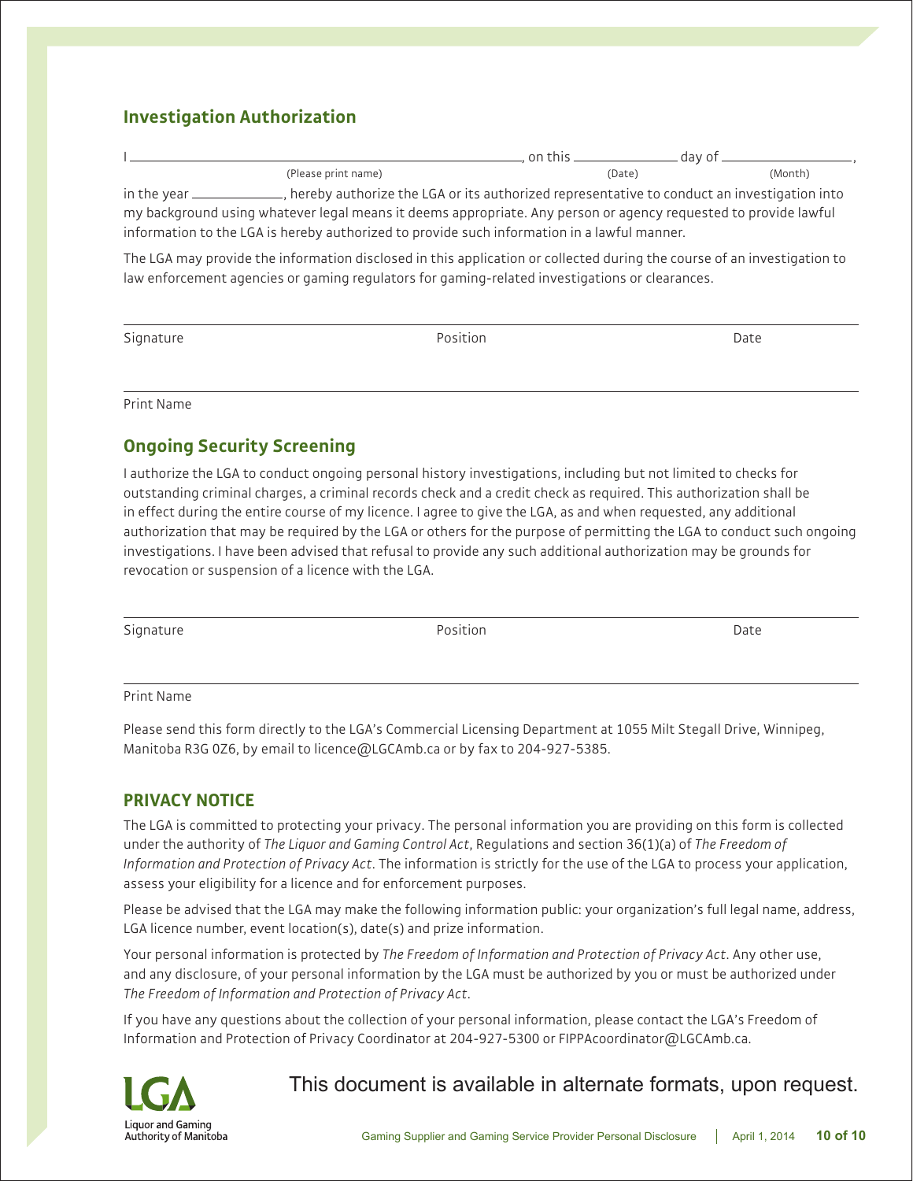## Investigation Authorization

I \_\_\_\_\_\_\_\_\_\_\_\_\_\_\_\_\_\_\_\_\_\_\_\_\_\_\_\_\_\_\_\_\_\_\_\_\_\_\_\_, on this \_\_\_\_\_\_\_\_\_\_\_\_ day of \_\_\_\_\_\_\_\_\_\_\_\_\_\_\_\_,
(Please print name) (Date) (Month)

in the year \_\_\_\_\_\_\_\_\_\_\_\_, hereby authorize the LGA or its authorized representative to conduct an investigation into my background using whatever legal means it deems appropriate. Any person or agency requested to provide lawful information to the LGA is hereby authorized to provide such information in a lawful manner.

The LGA may provide the information disclosed in this application or collected during the course of an investigation to law enforcement agencies or gaming regulators for gaming-related investigations or clearances.

Signature Position Date

Print Name

## Ongoing Security Screening

I authorize the LGA to conduct ongoing personal history investigations, including but not limited to checks for outstanding criminal charges, a criminal records check and a credit check as required. This authorization shall be in effect during the entire course of my licence. I agree to give the LGA, as and when requested, any additional authorization that may be required by the LGA or others for the purpose of permitting the LGA to conduct such ongoing investigations. I have been advised that refusal to provide any such additional authorization may be grounds for revocation or suspension of a licence with the LGA.

Signature Position Date

Print Name

Please send this form directly to the LGA's Commercial Licensing Department at 1055 Milt Stegall Drive, Winnipeg, Manitoba R3G 0Z6, by email to licence@LGCAmb.ca or by fax to 204-927-5385.

## PRIVACY NOTICE

The LGA is committed to protecting your privacy. The personal information you are providing on this form is collected under the authority of *The Liquor and Gaming Control Act*, Regulations and section 36(1)(a) of *The Freedom of Information and Protection of Privacy Act*. The information is strictly for the use of the LGA to process your application, assess your eligibility for a licence and for enforcement purposes.

Please be advised that the LGA may make the following information public: your organization's full legal name, address, LGA licence number, event location(s), date(s) and prize information.

Your personal information is protected by *The Freedom of Information and Protection of Privacy Act*. Any other use, and any disclosure, of your personal information by the LGA must be authorized by you or must be authorized under *The Freedom of Information and Protection of Privacy Act*.

If you have any questions about the collection of your personal information, please contact the LGA's Freedom of Information and Protection of Privacy Coordinator at 204-927-5300 or FIPPAcoordinator@LGCAmb.ca.

LGA Liquor and Gaming Authority of Manitoba

This document is available in alternate formats, upon request.